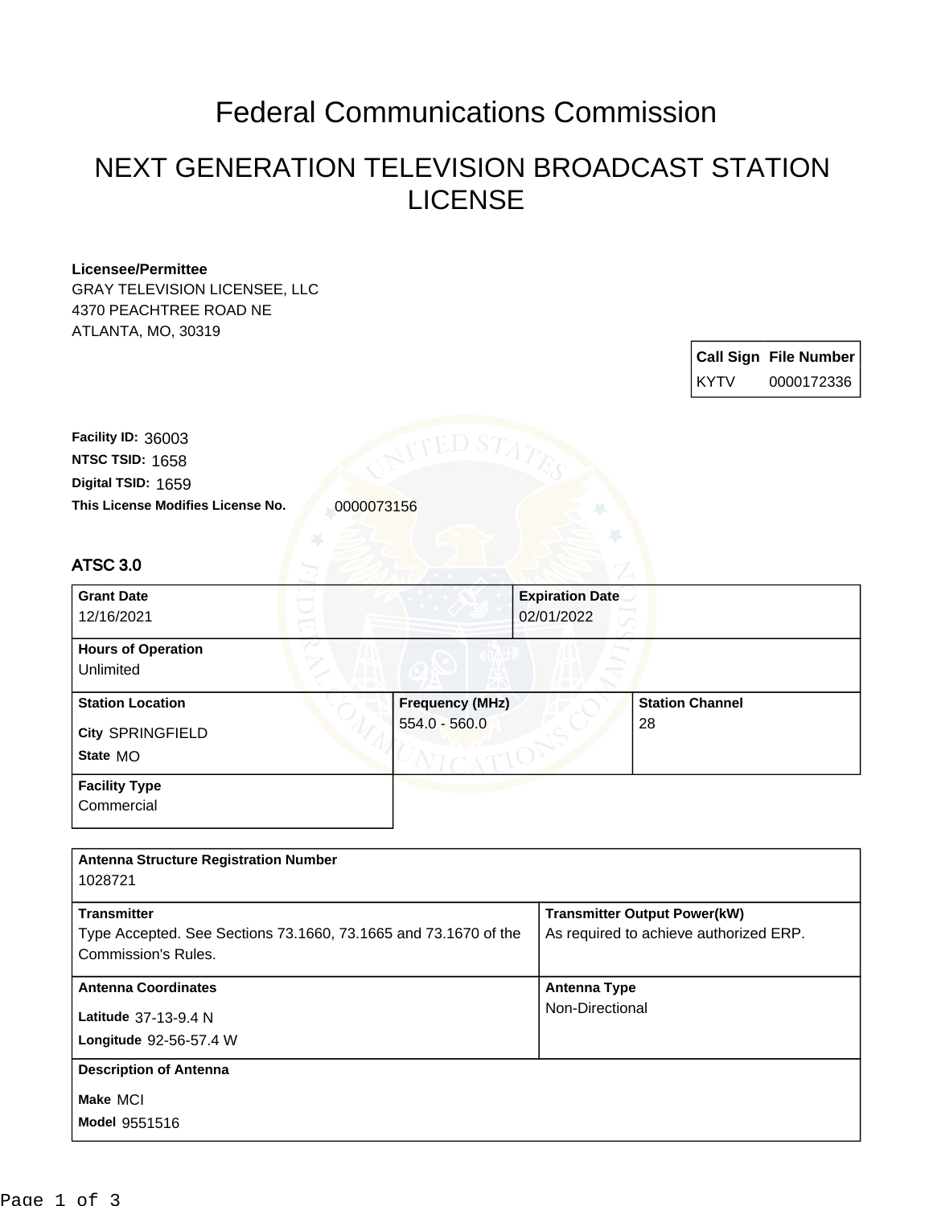# Federal Communications Commission

## NEXT GENERATION TELEVISION BROADCAST STATION LICENSE

**Licensee/Permittee**
GRAY TELEVISION LICENSEE, LLC
4370 PEACHTREE ROAD NE
ATLANTA, MO, 30319

| Call Sign | File Number |
|---|---|
| KYTV | 0000172336 |

**Facility ID:** 36003
**NTSC TSID:** 1658
**Digital TSID:** 1659
**This License Modifies License No.** 0000073156

### ATSC 3.0

| **Grant Date** | **Expiration Date** |
|---|---|
| 12/16/2021 | 02/01/2022 |

**Hours of Operation**
Unlimited

| **Station Location** | **Frequency (MHz)** | **Station Channel** |
|---|---|---|
| **City** SPRINGFIELD<br>**State** MO | 554.0 - 560.0 | 28 |

**Facility Type**
Commercial

**Antenna Structure Registration Number**
1028721

| **Transmitter** | **Transmitter Output Power(kW)** |
|---|---|
| Type Accepted. See Sections 73.1660, 73.1665 and 73.1670 of the Commission's Rules. | As required to achieve authorized ERP. |

| **Antenna Coordinates** | **Antenna Type** |
|---|---|
| **Latitude** 37-13-9.4 N<br>**Longitude** 92-56-57.4 W | Non-Directional |

**Description of Antenna**
**Make** MCI
**Model** 9551516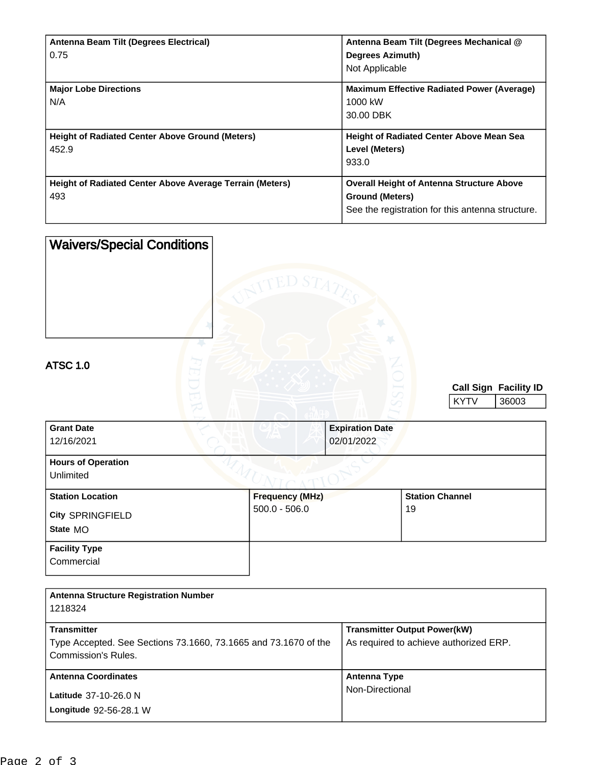| Antenna Beam Tilt (Degrees Electrical) | Antenna Beam Tilt (Degrees Mechanical @ Degrees Azimuth) |
| --- | --- |
| 0.75 | Not Applicable |

| Major Lobe Directions | Maximum Effective Radiated Power (Average) |
| --- | --- |
| N/A | 1000 kW<br>30.00 DBK |

| Height of Radiated Center Above Ground (Meters) | Height of Radiated Center Above Mean Sea Level (Meters) |
| --- | --- |
| 452.9 | 933.0 |

| Height of Radiated Center Above Average Terrain (Meters) | Overall Height of Antenna Structure Above Ground (Meters) |
| --- | --- |
| 493 | See the registration for this antenna structure. |

## Waivers/Special Conditions

## ATSC 1.0

| Call Sign | Facility ID |
| --- | --- |
| KYTV | 36003 |

| Grant Date | Expiration Date |
| --- | --- |
| 12/16/2021 | 02/01/2022 |

**Hours of Operation**
Unlimited

| Station Location | Frequency (MHz) | Station Channel |
| --- | --- | --- |
| City SPRINGFIELD<br>State MO | 500.0 - 506.0 | 19 |

**Facility Type**
Commercial

**Antenna Structure Registration Number**
1218324

| Transmitter | Transmitter Output Power(kW) |
| --- | --- |
| Type Accepted. See Sections 73.1660, 73.1665 and 73.1670 of the Commission's Rules. | As required to achieve authorized ERP. |

| Antenna Coordinates | Antenna Type |
| --- | --- |
| Latitude 37-10-26.0 N<br>Longitude 92-56-28.1 W | Non-Directional |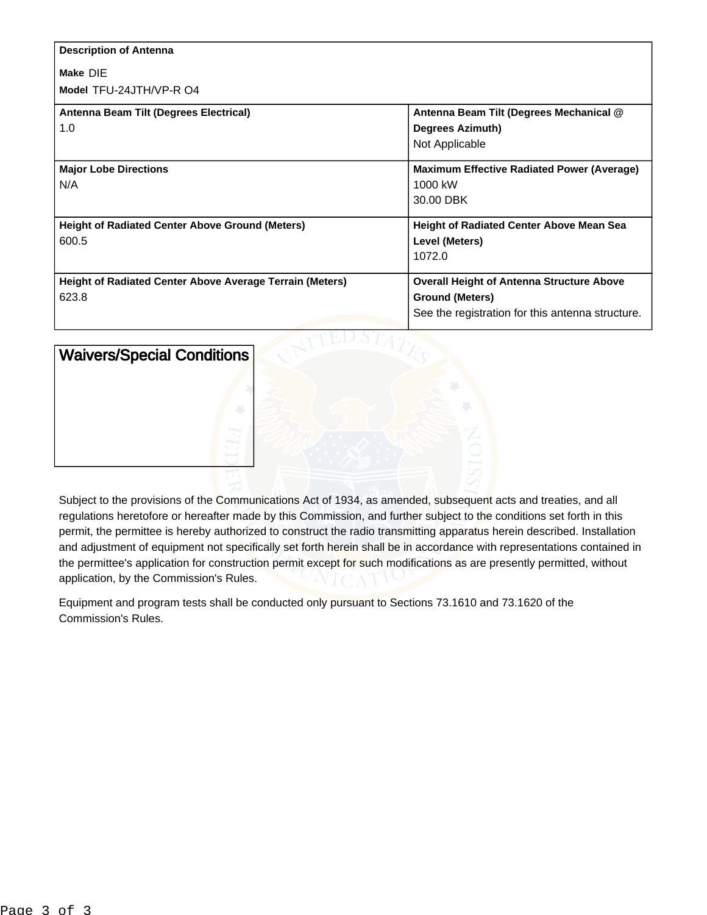| | |
|---|---|
| **Description of Antenna**<br>**Make** DIE<br>**Model** TFU-24JTH/VP-R O4 | |
| **Antenna Beam Tilt (Degrees Electrical)**<br>1.0 | **Antenna Beam Tilt (Degrees Mechanical @ Degrees Azimuth)**<br>Not Applicable |
| **Major Lobe Directions**<br>N/A | **Maximum Effective Radiated Power (Average)**<br>1000 kW<br>30.00 DBK |
| **Height of Radiated Center Above Ground (Meters)**<br>600.5 | **Height of Radiated Center Above Mean Sea Level (Meters)**<br>1072.0 |
| **Height of Radiated Center Above Average Terrain (Meters)**<br>623.8 | **Overall Height of Antenna Structure Above Ground (Meters)**<br>See the registration for this antenna structure. |

## Waivers/Special Conditions

Subject to the provisions of the Communications Act of 1934, as amended, subsequent acts and treaties, and all regulations heretofore or hereafter made by this Commission, and further subject to the conditions set forth in this permit, the permittee is hereby authorized to construct the radio transmitting apparatus herein described. Installation and adjustment of equipment not specifically set forth herein shall be in accordance with representations contained in the permittee's application for construction permit except for such modifications as are presently permitted, without application, by the Commission's Rules.

Equipment and program tests shall be conducted only pursuant to Sections 73.1610 and 73.1620 of the Commission's Rules.